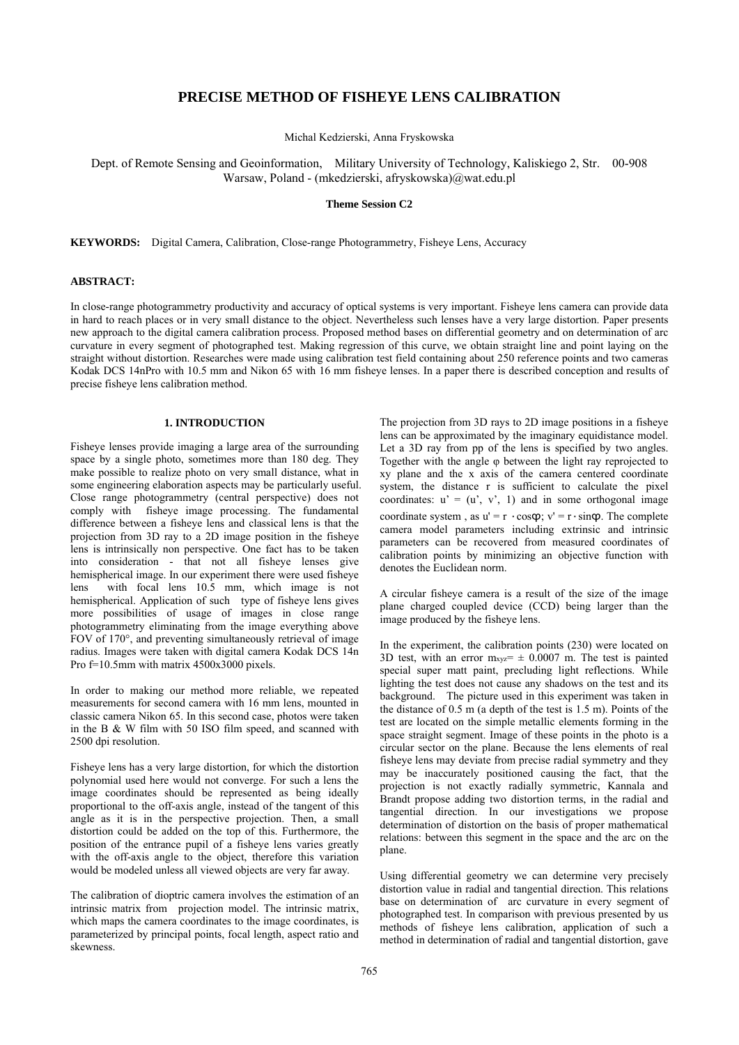# PRECISE METHOD OF FISHEYE LENS CALIBRATION

Michal Kedzierski, Anna Fryskowska

Dept. of Remote Sensing and Geoinformation, Military University of Technology, Kaliskiego 2, Str. 00-908 Warsaw, Poland - (mkedzierski, afryskowska)@wat.edu.pl

**Theme Session C2**

**KEYWORDS:** Digital Camera, Calibration, Close-range Photogrammetry, Fisheye Lens, Accuracy

**ABSTRACT:**

In close-range photogrammetry productivity and accuracy of optical systems is very important. Fisheye lens camera can provide data in hard to reach places or in very small distance to the object. Nevertheless such lenses have a very large distortion. Paper presents new approach to the digital camera calibration process. Proposed method bases on differential geometry and on determination of arc curvature in every segment of photographed test. Making regression of this curve, we obtain straight line and point laying on the straight without distortion. Researches were made using calibration test field containing about 250 reference points and two cameras Kodak DCS 14nPro with 10.5 mm and Nikon 65 with 16 mm fisheye lenses. In a paper there is described conception and results of precise fisheye lens calibration method.

## 1. INTRODUCTION

Fisheye lenses provide imaging a large area of the surrounding space by a single photo, sometimes more than 180 deg. They make possible to realize photo on very small distance, what in some engineering elaboration aspects may be particularly useful. Close range photogrammetry (central perspective) does not comply with fisheye image processing. The fundamental difference between a fisheye lens and classical lens is that the projection from 3D ray to a 2D image position in the fisheye lens is intrinsically non perspective. One fact has to be taken into consideration - that not all fisheye lenses give hemispherical image. In our experiment there were used fisheye lens with focal lens 10.5 mm, which image is not hemispherical. Application of such type of fisheye lens gives more possibilities of usage of images in close range photogrammetry eliminating from the image everything above FOV of 170°, and preventing simultaneously retrieval of image radius. Images were taken with digital camera Kodak DCS 14n Pro f=10.5mm with matrix 4500x3000 pixels.

In order to making our method more reliable, we repeated measurements for second camera with 16 mm lens, mounted in classic camera Nikon 65. In this second case, photos were taken in the B & W film with 50 ISO film speed, and scanned with 2500 dpi resolution.

Fisheye lens has a very large distortion, for which the distortion polynomial used here would not converge. For such a lens the image coordinates should be represented as being ideally proportional to the off-axis angle, instead of the tangent of this angle as it is in the perspective projection. Then, a small distortion could be added on the top of this. Furthermore, the position of the entrance pupil of a fisheye lens varies greatly with the off-axis angle to the object, therefore this variation would be modeled unless all viewed objects are very far away.

The calibration of dioptric camera involves the estimation of an intrinsic matrix from projection model. The intrinsic matrix, which maps the camera coordinates to the image coordinates, is parameterized by principal points, focal length, aspect ratio and skewness.

The projection from 3D rays to 2D image positions in a fisheye lens can be approximated by the imaginary equidistance model. Let a 3D ray from pp of the lens is specified by two angles. Together with the angle $\varphi$ between the light ray reprojected to xy plane and the x axis of the camera centered coordinate system, the distance r is sufficient to calculate the pixel coordinates: u' = (u', v', 1) and in some orthogonal image coordinate system , as $u' = r \cdot \cos\varphi$; $v' = r \cdot \sin\varphi$. The complete camera model parameters including extrinsic and intrinsic parameters can be recovered from measured coordinates of calibration points by minimizing an objective function with denotes the Euclidean norm.

A circular fisheye camera is a result of the size of the image plane charged coupled device (CCD) being larger than the image produced by the fisheye lens.

In the experiment, the calibration points (230) were located on 3D test, with an error $m_{xyz} = \pm\ 0.0007$ m. The test is painted special super matt paint, precluding light reflections. While lighting the test does not cause any shadows on the test and its background. The picture used in this experiment was taken in the distance of 0.5 m (a depth of the test is 1.5 m). Points of the test are located on the simple metallic elements forming in the space straight segment. Image of these points in the photo is a circular sector on the plane. Because the lens elements of real fisheye lens may deviate from precise radial symmetry and they may be inaccurately positioned causing the fact, that the projection is not exactly radially symmetric, Kannala and Brandt propose adding two distortion terms, in the radial and tangential direction. In our investigations we propose determination of distortion on the basis of proper mathematical relations: between this segment in the space and the arc on the plane.

Using differential geometry we can determine very precisely distortion value in radial and tangential direction. This relations base on determination of arc curvature in every segment of photographed test. In comparison with previous presented by us methods of fisheye lens calibration, application of such a method in determination of radial and tangential distortion, gave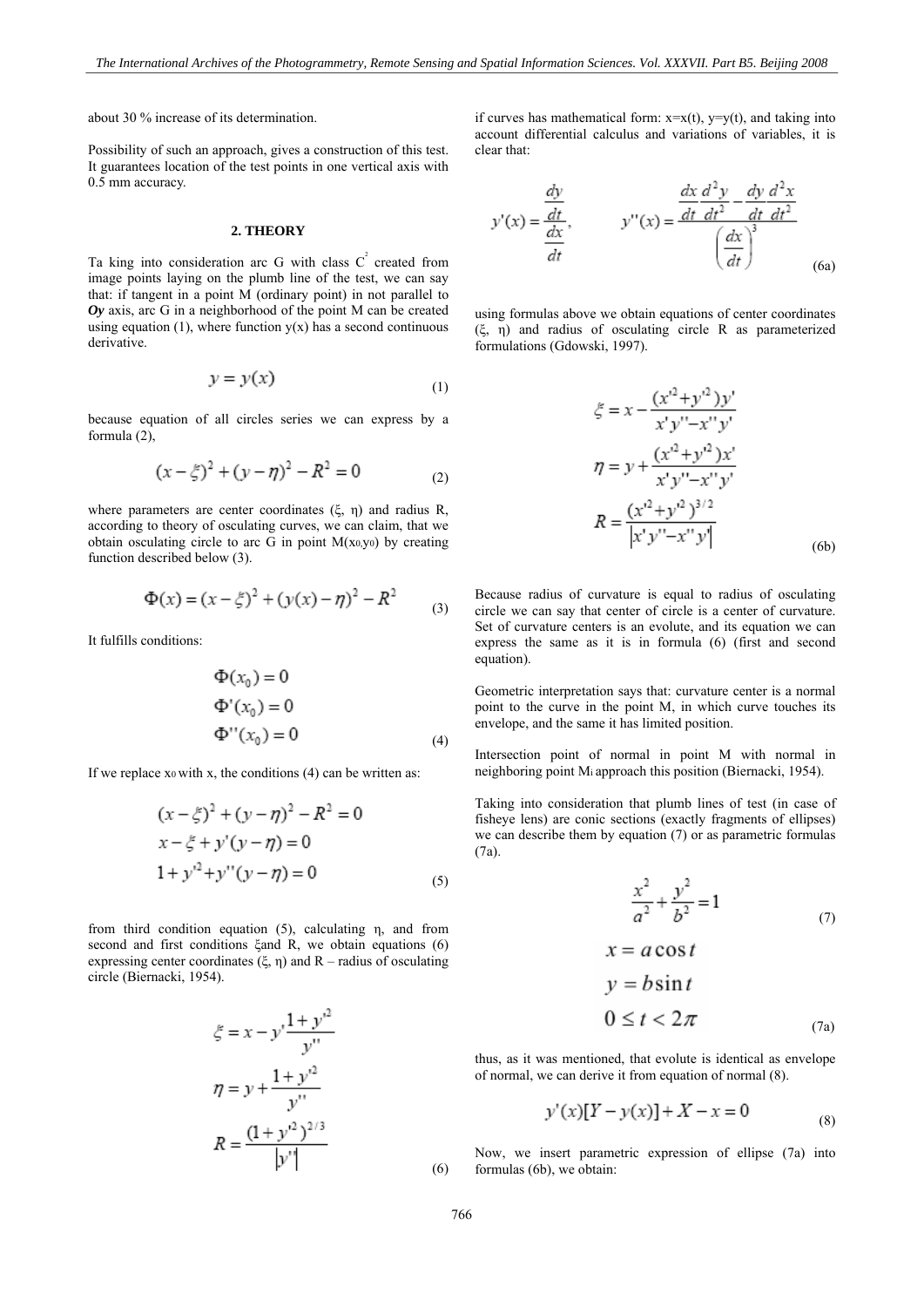about 30 % increase of its determination.

Possibility of such an approach, gives a construction of this test. It guarantees location of the test points in one vertical axis with 0.5 mm accuracy.

## 2. THEORY

Ta king into consideration arc G with class $C^2$ created from image points laying on the plumb line of the test, we can say that: if tangent in a point M (ordinary point) in not parallel to ***Oy*** axis, arc G in a neighborhood of the point M can be created using equation (1), where function y(x) has a second continuous derivative.

$$y = y(x) \tag{1}$$

because equation of all circles series we can express by a formula (2),

$$(x-\xi)^2 + (y-\eta)^2 - R^2 = 0 \tag{2}$$

where parameters are center coordinates (ξ, η) and radius R, according to theory of osculating curves, we can claim, that we obtain osculating circle to arc G in point $M(x_0,y_0)$ by creating function described below (3).

$$\Phi(x) = (x-\xi)^2 + (y(x)-\eta)^2 - R^2 \tag{3}$$

It fulfills conditions:

$$\begin{aligned} \Phi(x_0) &= 0 \\ \Phi'(x_0) &= 0 \\ \Phi''(x_0) &= 0 \end{aligned} \tag{4}$$

If we replace $x_0$ with x, the conditions (4) can be written as:

$$\begin{aligned} &(x-\xi)^2 + (y-\eta)^2 - R^2 = 0 \\ &x - \xi + y'(y-\eta) = 0 \\ &1 + y'^2 + y''(y-\eta) = 0 \end{aligned} \tag{5}$$

from third condition equation (5), calculating η, and from second and first conditions ξand R, we obtain equations (6) expressing center coordinates (ξ, η) and R – radius of osculating circle (Biernacki, 1954).

$$\begin{aligned} \xi &= x - y'\frac{1+y'^2}{y''} \\ \eta &= y + \frac{1+y'^2}{y''} \\ R &= \frac{(1+y'^2)^{2/3}}{|y''|} \end{aligned} \tag{6}$$

if curves has mathematical form: x=x(t), y=y(t), and taking into account differential calculus and variations of variables, it is clear that:

$$y'(x) = \frac{\frac{dy}{dt}}{\frac{dx}{dt}}, \qquad y''(x) = \frac{\frac{dx}{dt}\frac{d^2y}{dt^2} - \frac{dy}{dt}\frac{d^2x}{dt^2}}{\left(\frac{dx}{dt}\right)^3} \tag{6a}$$

using formulas above we obtain equations of center coordinates (ξ, η) and radius of osculating circle R as parameterized formulations (Gdowski, 1997).

$$\begin{aligned} \xi &= x - \frac{(x'^2+y'^2)y'}{x'y''-x''y'} \\ \eta &= y + \frac{(x'^2+y'^2)x'}{x'y''-x''y'} \\ R &= \frac{(x'^2+y'^2)^{3/2}}{|x'y''-x''y'|} \end{aligned} \tag{6b}$$

Because radius of curvature is equal to radius of osculating circle we can say that center of circle is a center of curvature. Set of curvature centers is an evolute, and its equation we can express the same as it is in formula (6) (first and second equation).

Geometric interpretation says that: curvature center is a normal point to the curve in the point M, in which curve touches its envelope, and the same it has limited position.

Intersection point of normal in point M with normal in neighboring point $M_1$ approach this position (Biernacki, 1954).

Taking into consideration that plumb lines of test (in case of fisheye lens) are conic sections (exactly fragments of ellipses) we can describe them by equation (7) or as parametric formulas (7a).

$$\frac{x^2}{a^2} + \frac{y^2}{b^2} = 1 \tag{7}$$

$$\begin{aligned} x &= a\cos t \\ y &= b\sin t \\ 0 &\le t < 2\pi \end{aligned} \tag{7a}$$

thus, as it was mentioned, that evolute is identical as envelope of normal, we can derive it from equation of normal (8).

$$y'(x)[Y - y(x)] + X - x = 0 \tag{8}$$

Now, we insert parametric expression of ellipse (7a) into formulas (6b), we obtain: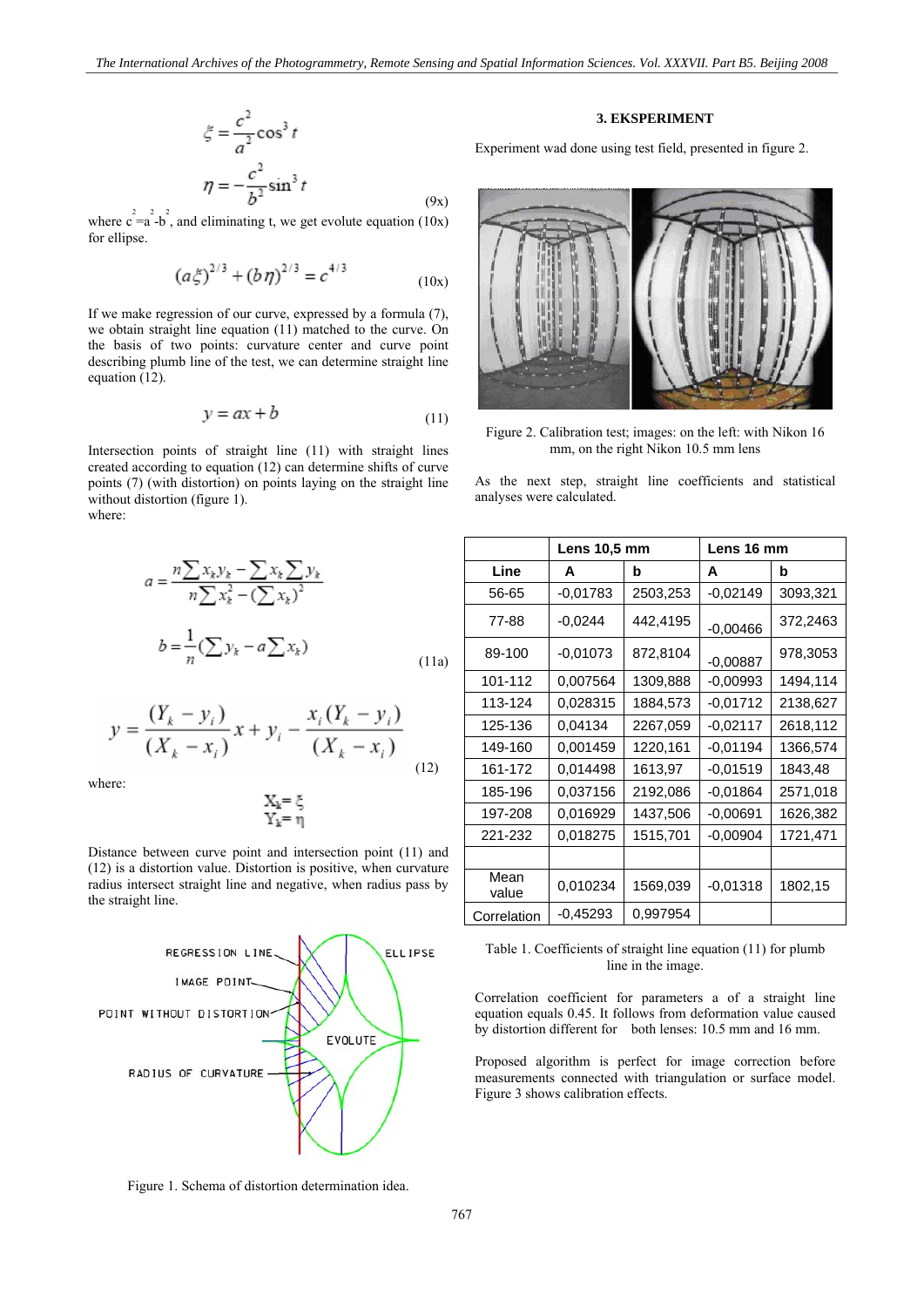$$\xi = \frac{c^2}{a^2}\cos^3 t$$

$$\eta = -\frac{c^2}{b^2}\sin^3 t \tag{9x}$$

where $c^2 = a^2 - b^2$, and eliminating t, we get evolute equation (10x) for ellipse.

$$(a\xi)^{2/3} + (b\eta)^{2/3} = c^{4/3} \tag{10x}$$

If we make regression of our curve, expressed by a formula (7), we obtain straight line equation (11) matched to the curve. On the basis of two points: curvature center and curve point describing plumb line of the test, we can determine straight line equation (12).

$$y = ax + b \tag{11}$$

Intersection points of straight line (11) with straight lines created according to equation (12) can determine shifts of curve points (7) (with distortion) on points laying on the straight line without distortion (figure 1).

where:

$$a = \frac{n\sum x_k y_k - \sum x_k \sum y_k}{n\sum x_k^2 - (\sum x_k)^2}$$

$$b = \frac{1}{n}(\sum y_k - a\sum x_k) \tag{11a}$$

$$y = \frac{(Y_k - y_i)}{(X_k - x_i)}x + y_i - \frac{x_i(Y_k - y_i)}{(X_k - x_i)} \tag{12}$$

where:

$$X_k = \xi$$
$$Y_k = \eta$$

Distance between curve point and intersection point (11) and (12) is a distortion value. Distortion is positive, when curvature radius intersect straight line and negative, when radius pass by the straight line.

Figure 1. Schema of distortion determination idea.

## 3. EKSPERIMENT

Experiment wad done using test field, presented in figure 2.

Figure 2. Calibration test; images: on the left: with Nikon 16 mm, on the right Nikon 10.5 mm lens

As the next step, straight line coefficients and statistical analyses were calculated.

| | Lens 10,5 mm | | Lens 16 mm | |
|---|---|---|---|---|
| **Line** | **A** | **b** | **A** | **b** |
| 56-65 | -0,01783 | 2503,253 | -0,02149 | 3093,321 |
| 77-88 | -0,0244 | 442,4195 | -0,00466 | 372,2463 |
| 89-100 | -0,01073 | 872,8104 | -0,00887 | 978,3053 |
| 101-112 | 0,007564 | 1309,888 | -0,00993 | 1494,114 |
| 113-124 | 0,028315 | 1884,573 | -0,01712 | 2138,627 |
| 125-136 | 0,04134 | 2267,059 | -0,02117 | 2618,112 |
| 149-160 | 0,001459 | 1220,161 | -0,01194 | 1366,574 |
| 161-172 | 0,014498 | 1613,97 | -0,01519 | 1843,48 |
| 185-196 | 0,037156 | 2192,086 | -0,01864 | 2571,018 |
| 197-208 | 0,016929 | 1437,506 | -0,00691 | 1626,382 |
| 221-232 | 0,018275 | 1515,701 | -0,00904 | 1721,471 |
| | | | | |
| Mean value | 0,010234 | 1569,039 | -0,01318 | 1802,15 |
| Correlation | -0,45293 | 0,997954 | | |

Table 1. Coefficients of straight line equation (11) for plumb line in the image.

Correlation coefficient for parameters a of a straight line equation equals 0.45. It follows from deformation value caused by distortion different for both lenses: 10.5 mm and 16 mm.

Proposed algorithm is perfect for image correction before measurements connected with triangulation or surface model. Figure 3 shows calibration effects.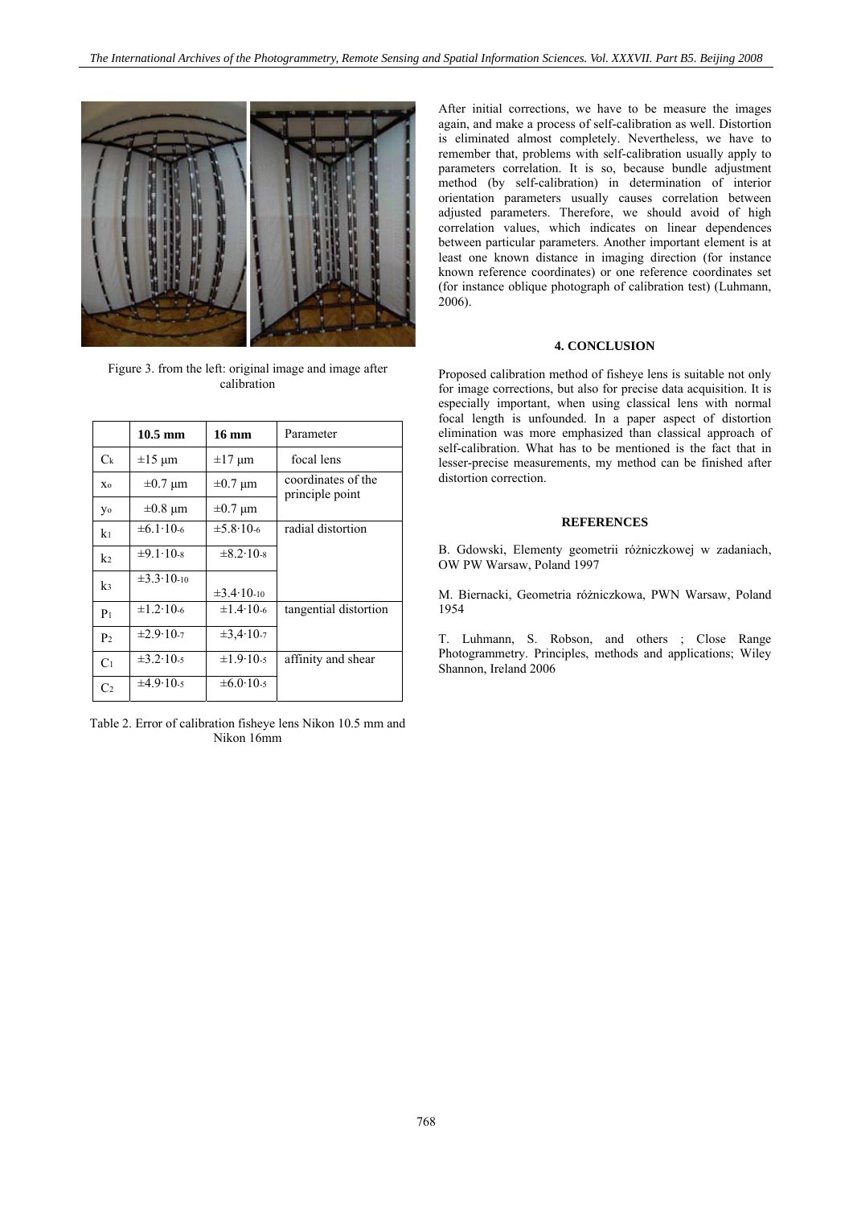Figure 3. from the left: original image and image after calibration

| | 10.5 mm | 16 mm | Parameter |
|---|---|---|---|
| $C_k$ | ±15 μm | ±17 μm | focal lens |
| $x_o$ | ±0.7 μm | ±0.7 μm | coordinates of the principle point |
| $y_o$ | ±0.8 μm | ±0.7 μm | |
| $k_1$ | $\pm 6.1 \cdot 10^{-6}$ | $\pm 5.8 \cdot 10^{-6}$ | radial distortion |
| $k_2$ | $\pm 9.1 \cdot 10^{-8}$ | $\pm 8.2 \cdot 10^{-8}$ | |
| $k_3$ | $\pm 3.3 \cdot 10^{-10}$ | $\pm 3.4 \cdot 10^{-10}$ | |
| $P_1$ | $\pm 1.2 \cdot 10^{-6}$ | $\pm 1.4 \cdot 10^{-6}$ | tangential distortion |
| $P_2$ | $\pm 2.9 \cdot 10^{-7}$ | $\pm 3{,}4 \cdot 10^{-7}$ | |
| $C_1$ | $\pm 3.2 \cdot 10^{-5}$ | $\pm 1.9 \cdot 10^{-5}$ | affinity and shear |
| $C_2$ | $\pm 4.9 \cdot 10^{-5}$ | $\pm 6.0 \cdot 10^{-5}$ | |

Table 2. Error of calibration fisheye lens Nikon 10.5 mm and Nikon 16mm

After initial corrections, we have to be measure the images again, and make a process of self-calibration as well. Distortion is eliminated almost completely. Nevertheless, we have to remember that, problems with self-calibration usually apply to parameters correlation. It is so, because bundle adjustment method (by self-calibration) in determination of interior orientation parameters usually causes correlation between adjusted parameters. Therefore, we should avoid of high correlation values, which indicates on linear dependences between particular parameters. Another important element is at least one known distance in imaging direction (for instance known reference coordinates) or one reference coordinates set (for instance oblique photograph of calibration test) (Luhmann, 2006).

## 4. CONCLUSION

Proposed calibration method of fisheye lens is suitable not only for image corrections, but also for precise data acquisition. It is especially important, when using classical lens with normal focal length is unfounded. In a paper aspect of distortion elimination was more emphasized than classical approach of self-calibration. What has to be mentioned is the fact that in lesser-precise measurements, my method can be finished after distortion correction.

## REFERENCES

B. Gdowski, Elementy geometrii różniczkowej w zadaniach, OW PW Warsaw, Poland 1997

M. Biernacki, Geometria różniczkowa, PWN Warsaw, Poland 1954

T. Luhmann, S. Robson, and others ; Close Range Photogrammetry. Principles, methods and applications; Wiley Shannon, Ireland 2006